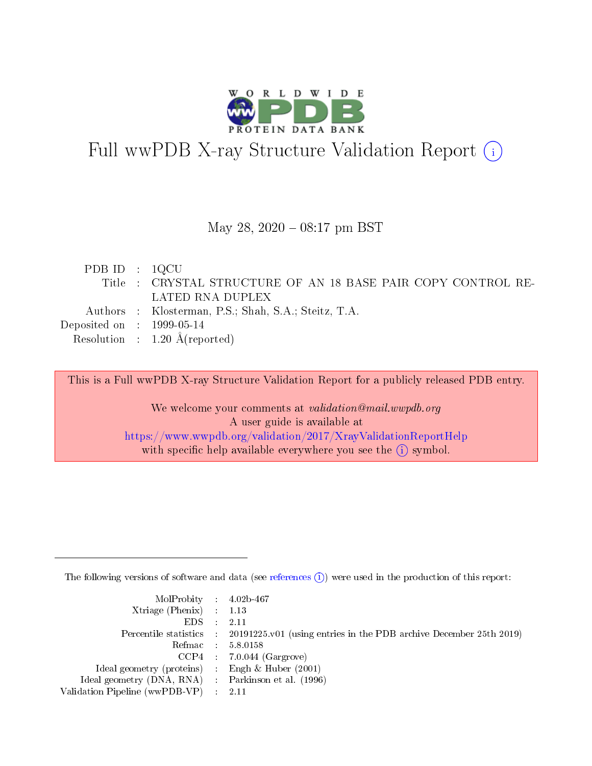# Full wwPDB X-ray Structure Validation Report (i)

May 28, 2020 – 08:17 pm BST

| | | |
|---|---|---|
| PDB ID | : | 1QCU |
| Title | : | CRYSTAL STRUCTURE OF AN 18 BASE PAIR COPY CONTROL RELATED RNA DUPLEX |
| Authors | : | Klosterman, P.S.; Shah, S.A.; Steitz, T.A. |
| Deposited on | : | 1999-05-14 |
| Resolution | : | 1.20 Å(reported) |

This is a Full wwPDB X-ray Structure Validation Report for a publicly released PDB entry.

We welcome your comments at *validation@mail.wwpdb.org*
A user guide is available at
https://www.wwpdb.org/validation/2017/XrayValidationReportHelp
with specific help available everywhere you see the (i) symbol.

---

The following versions of software and data (see references (i)) were used in the production of this report:

| | | |
|---|---|---|
| MolProbity | : | 4.02b-467 |
| Xtriage (Phenix) | : | 1.13 |
| EDS | : | 2.11 |
| Percentile statistics | : | 20191225.v01 (using entries in the PDB archive December 25th 2019) |
| Refmac | : | 5.8.0158 |
| CCP4 | : | 7.0.044 (Gargrove) |
| Ideal geometry (proteins) | : | Engh & Huber (2001) |
| Ideal geometry (DNA, RNA) | : | Parkinson et al. (1996) |
| Validation Pipeline (wwPDB-VP) | : | 2.11 |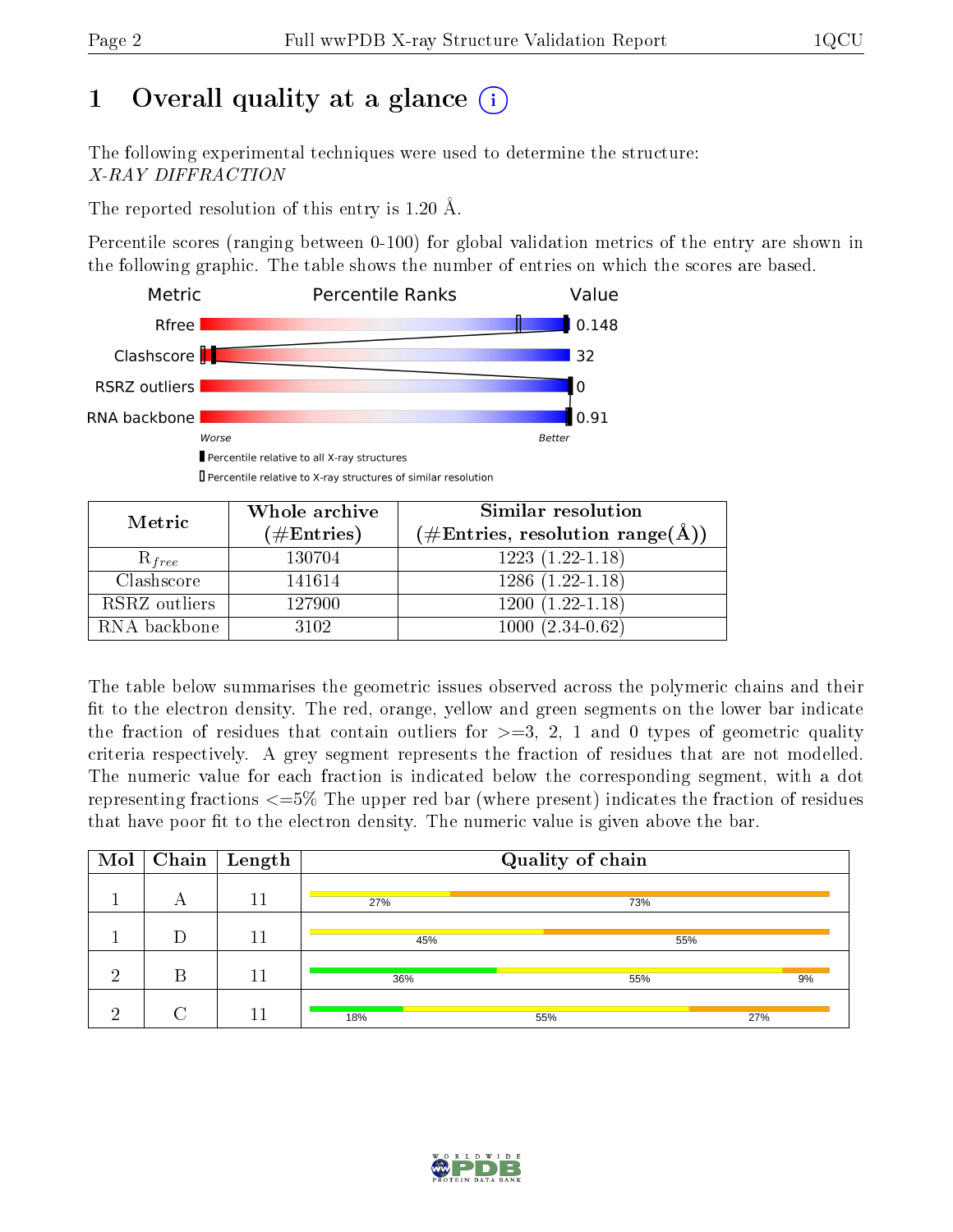# 1 Overall quality at a glance (i)

The following experimental techniques were used to determine the structure:
*X-RAY DIFFRACTION*

The reported resolution of this entry is 1.20 Å.

Percentile scores (ranging between 0-100) for global validation metrics of the entry are shown in the following graphic. The table shows the number of entries on which the scores are based.

| Metric | Value |
|---|---|
| Rfree | 0.148 |
| Clashscore | 32 |
| RSRZ outliers | 0 |
| RNA backbone | 0.91 |

Worse — Better

▮ Percentile relative to all X-ray structures
▯ Percentile relative to X-ray structures of similar resolution

| Metric | Whole archive (#Entries) | Similar resolution (#Entries, resolution range(Å)) |
|---|---|---|
| $R_{free}$ | 130704 | 1223 (1.22-1.18) |
| Clashscore | 141614 | 1286 (1.22-1.18) |
| RSRZ outliers | 127900 | 1200 (1.22-1.18) |
| RNA backbone | 3102 | 1000 (2.34-0.62) |

The table below summarises the geometric issues observed across the polymeric chains and their fit to the electron density. The red, orange, yellow and green segments on the lower bar indicate the fraction of residues that contain outliers for >=3, 2, 1 and 0 types of geometric quality criteria respectively. A grey segment represents the fraction of residues that are not modelled. The numeric value for each fraction is indicated below the corresponding segment, with a dot representing fractions <=5% The upper red bar (where present) indicates the fraction of residues that have poor fit to the electron density. The numeric value is given above the bar.

| Mol | Chain | Length | Quality of chain |
|---|---|---|---|
| 1 | A | 11 | 27% (yellow), 73% (orange) |
| 1 | D | 11 | 45% (yellow), 55% (orange) |
| 2 | B | 11 | 36% (green), 55% (yellow), 9% (orange) |
| 2 | C | 11 | 18% (green), 55% (yellow), 27% (orange) |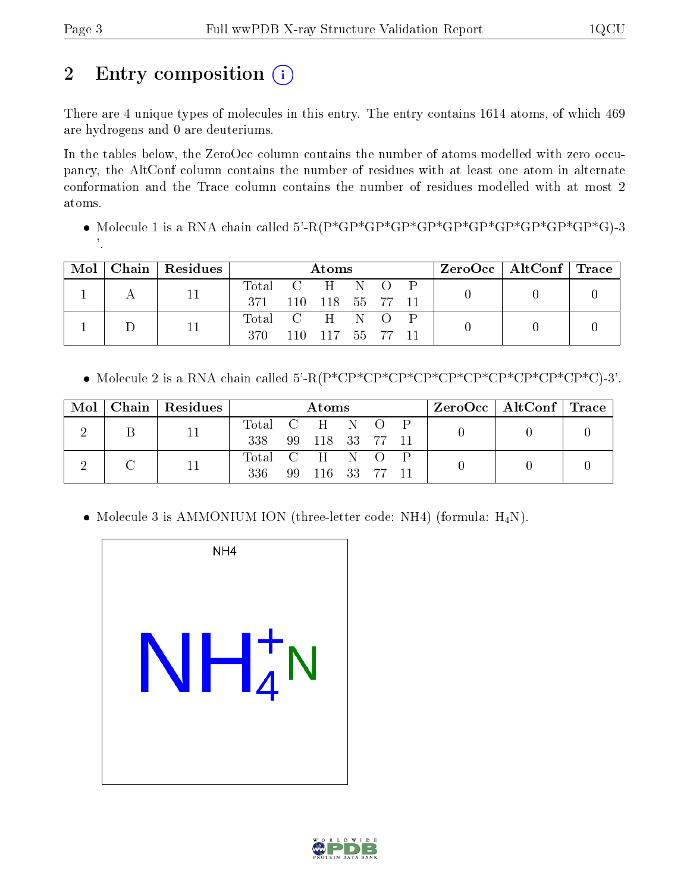# 2 Entry composition

There are 4 unique types of molecules in this entry. The entry contains 1614 atoms, of which 469 are hydrogens and 0 are deuteriums.

In the tables below, the ZeroOcc column contains the number of atoms modelled with zero occupancy, the AltConf column contains the number of residues with at least one atom in alternate conformation and the Trace column contains the number of residues modelled with at most 2 atoms.

- Molecule 1 is a RNA chain called 5'-R(P*GP*GP*GP*GP*GP*GP*GP*GP*GP*GP*G)-3'.

| Mol | Chain | Residues | Atoms | | | | | | ZeroOcc | AltConf | Trace |
|---|---|---|---|---|---|---|---|---|---|---|---|
| | | | Total | C | H | N | O | P | | | |
| 1 | A | 11 | 371 | 110 | 118 | 55 | 77 | 11 | 0 | 0 | 0 |
| 1 | D | 11 | 370 | 110 | 117 | 55 | 77 | 11 | 0 | 0 | 0 |

- Molecule 2 is a RNA chain called 5'-R(P*CP*CP*CP*CP*CP*CP*CP*CP*CP*CP*C)-3'.

| Mol | Chain | Residues | Atoms | | | | | | ZeroOcc | AltConf | Trace |
|---|---|---|---|---|---|---|---|---|---|---|---|
| | | | Total | C | H | N | O | P | | | |
| 2 | B | 11 | 338 | 99 | 118 | 33 | 77 | 11 | 0 | 0 | 0 |
| 2 | C | 11 | 336 | 99 | 116 | 33 | 77 | 11 | 0 | 0 | 0 |

- Molecule 3 is AMMONIUM ION (three-letter code: NH4) (formula: $H_4N$).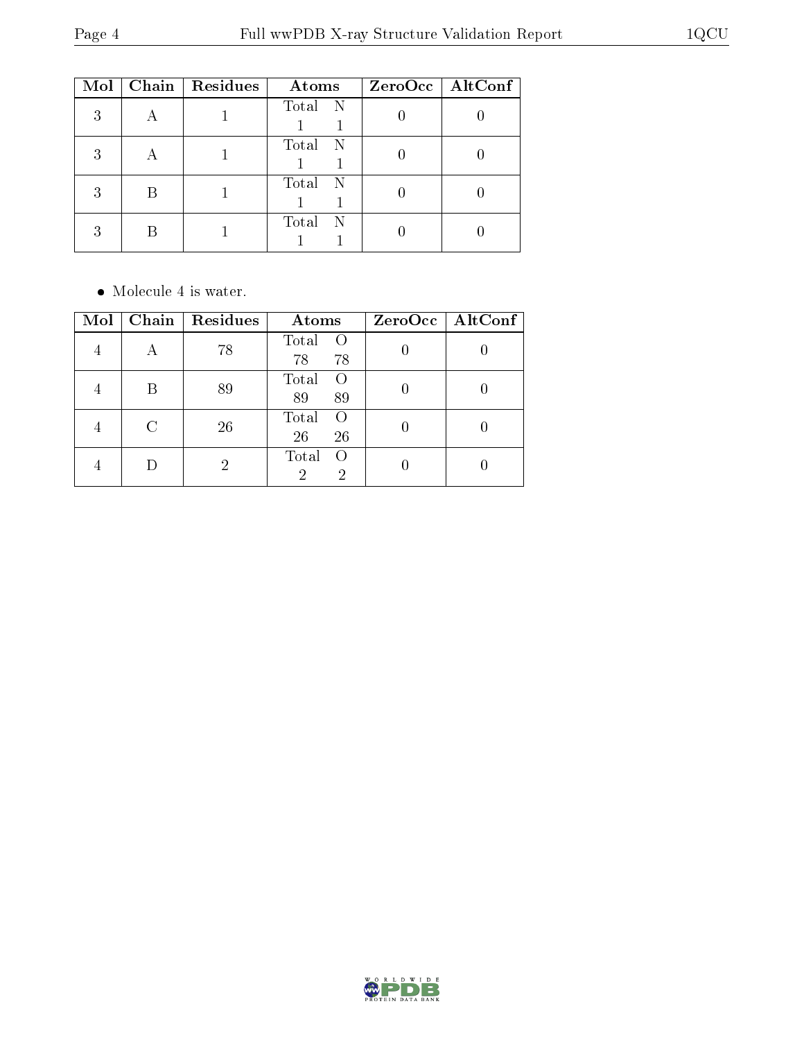| Mol | Chain | Residues | Atoms | ZeroOcc | AltConf |
|---|---|---|---|---|---|
| 3 | A | 1 | Total N<br>1 1 | 0 | 0 |
| 3 | A | 1 | Total N<br>1 1 | 0 | 0 |
| 3 | B | 1 | Total N<br>1 1 | 0 | 0 |
| 3 | B | 1 | Total N<br>1 1 | 0 | 0 |

- Molecule 4 is water.

| Mol | Chain | Residues | Atoms | ZeroOcc | AltConf |
|---|---|---|---|---|---|
| 4 | A | 78 | Total O<br>78 78 | 0 | 0 |
| 4 | B | 89 | Total O<br>89 89 | 0 | 0 |
| 4 | C | 26 | Total O<br>26 26 | 0 | 0 |
| 4 | D | 2 | Total O<br>2 2 | 0 | 0 |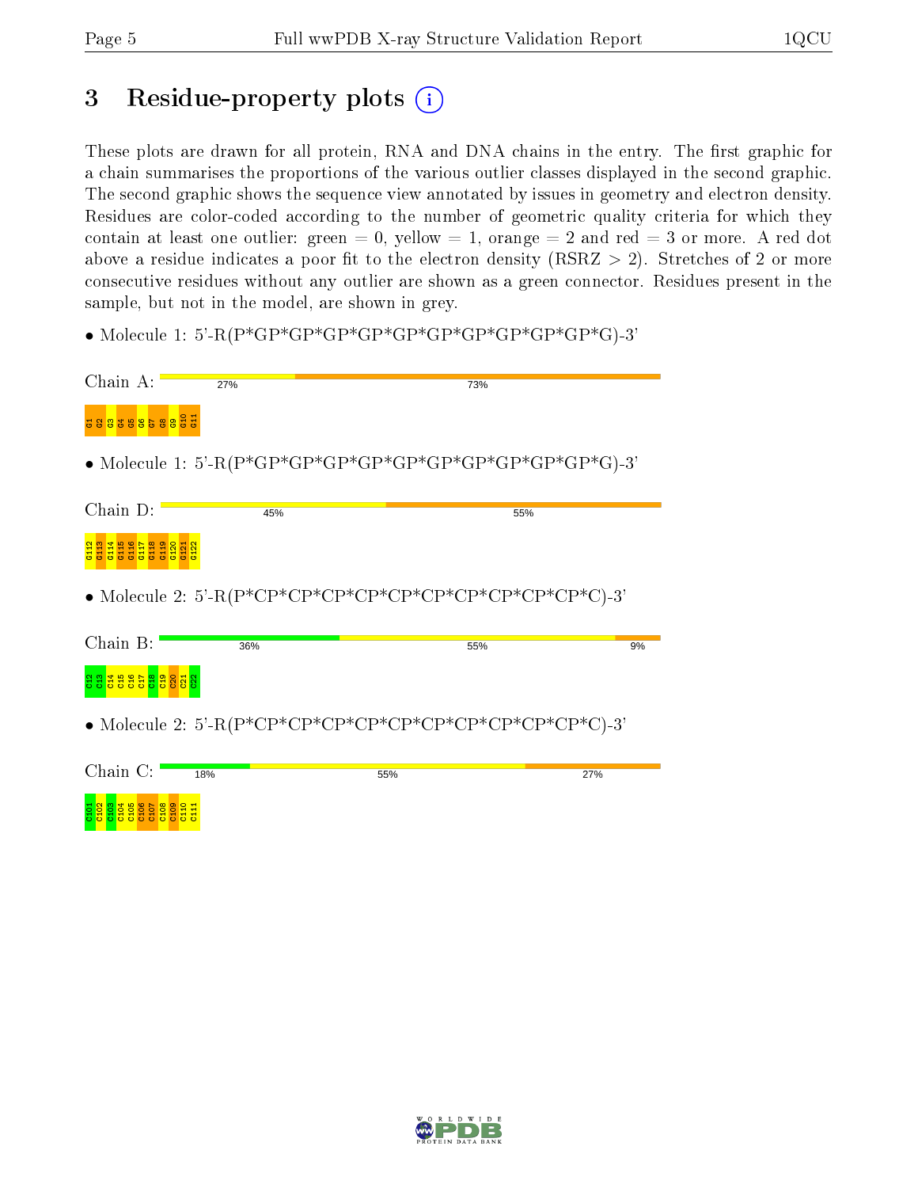# 3 Residue-property plots

These plots are drawn for all protein, RNA and DNA chains in the entry. The first graphic for a chain summarises the proportions of the various outlier classes displayed in the second graphic. The second graphic shows the sequence view annotated by issues in geometry and electron density. Residues are color-coded according to the number of geometric quality criteria for which they contain at least one outlier: green = 0, yellow = 1, orange = 2 and red = 3 or more. A red dot above a residue indicates a poor fit to the electron density (RSRZ > 2). Stretches of 2 or more consecutive residues without any outlier are shown as a green connector. Residues present in the sample, but not in the model, are shown in grey.

- Molecule 1: 5'-R(P*GP*GP*GP*GP*GP*GP*GP*GP*GP*GP*G)-3'

Chain A: 27% 73%

G1 G2 G3 G4 G5 G6 G7 G8 G9 G10 G11

- Molecule 1: 5'-R(P*GP*GP*GP*GP*GP*GP*GP*GP*GP*GP*G)-3'

Chain D: 45% 55%

G112 G113 G114 G115 G116 G117 G118 G119 G120 G121 G122

- Molecule 2: 5'-R(P*CP*CP*CP*CP*CP*CP*CP*CP*CP*CP*C)-3'

Chain B: 36% 55% 9%

C12 C13 C14 C15 C16 C17 C18 C19 C20 C21 C22

- Molecule 2: 5'-R(P*CP*CP*CP*CP*CP*CP*CP*CP*CP*CP*C)-3'

Chain C: 18% 55% 27%

C101 C102 C103 C104 C105 C106 C107 C108 C109 C110 C111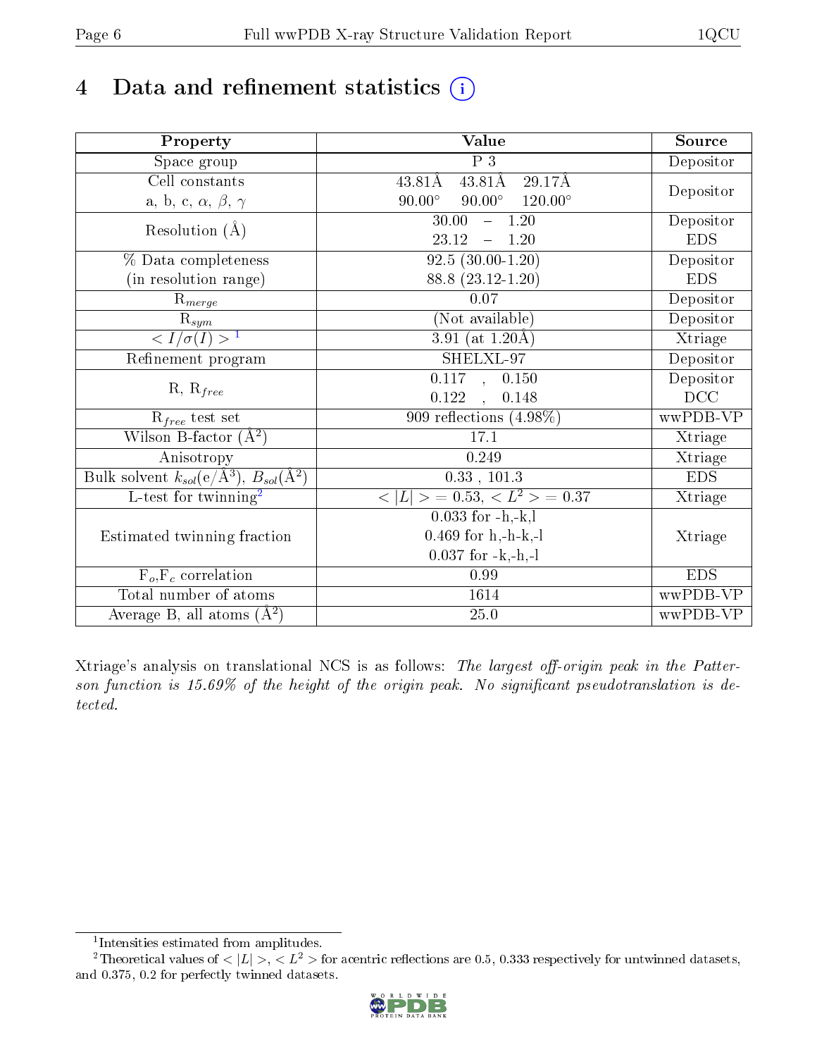# 4 Data and refinement statistics (i)

| Property | Value | Source |
|---|---|---|
| Space group | P 3 | Depositor |
| Cell constants<br>a, b, c, $\alpha$, $\beta$, $\gamma$ | 43.81Å 43.81Å 29.17Å<br>90.00° 90.00° 120.00° | Depositor |
| Resolution (Å) | 30.00 – 1.20<br>23.12 – 1.20 | Depositor<br>EDS |
| % Data completeness<br>(in resolution range) | 92.5 (30.00-1.20)<br>88.8 (23.12-1.20) | Depositor<br>EDS |
| $R_{merge}$ | 0.07 | Depositor |
| $R_{sym}$ | (Not available) | Depositor |
| $< I/\sigma(I) >$ [1] | 3.91 (at 1.20Å) | Xtriage |
| Refinement program | SHELXL-97 | Depositor |
| R, $R_{free}$ | 0.117 , 0.150<br>0.122 , 0.148 | Depositor<br>DCC |
| $R_{free}$ test set | 909 reflections (4.98%) | wwPDB-VP |
| Wilson B-factor (Å$^2$) | 17.1 | Xtriage |
| Anisotropy | 0.249 | Xtriage |
| Bulk solvent $k_{sol}$(e/Å$^3$), $B_{sol}$(Å$^2$) | 0.33 , 101.3 | EDS |
| L-test for twinning[2] | $< \|L\| >$ = 0.53, $< L^2 >$ = 0.37 | Xtriage |
| Estimated twinning fraction | 0.033 for -h,-k,l<br>0.469 for h,-h-k,-l<br>0.037 for -k,-h,-l | Xtriage |
| $F_o$,$F_c$ correlation | 0.99 | EDS |
| Total number of atoms | 1614 | wwPDB-VP |
| Average B, all atoms (Å$^2$) | 25.0 | wwPDB-VP |

Xtriage's analysis on translational NCS is as follows: *The largest off-origin peak in the Patterson function is 15.69% of the height of the origin peak. No significant pseudotranslation is detected.*

[1] Intensities estimated from amplitudes.

[2] Theoretical values of $< |L| >$, $< L^2 >$ for acentric reflections are 0.5, 0.333 respectively for untwinned datasets, and 0.375, 0.2 for perfectly twinned datasets.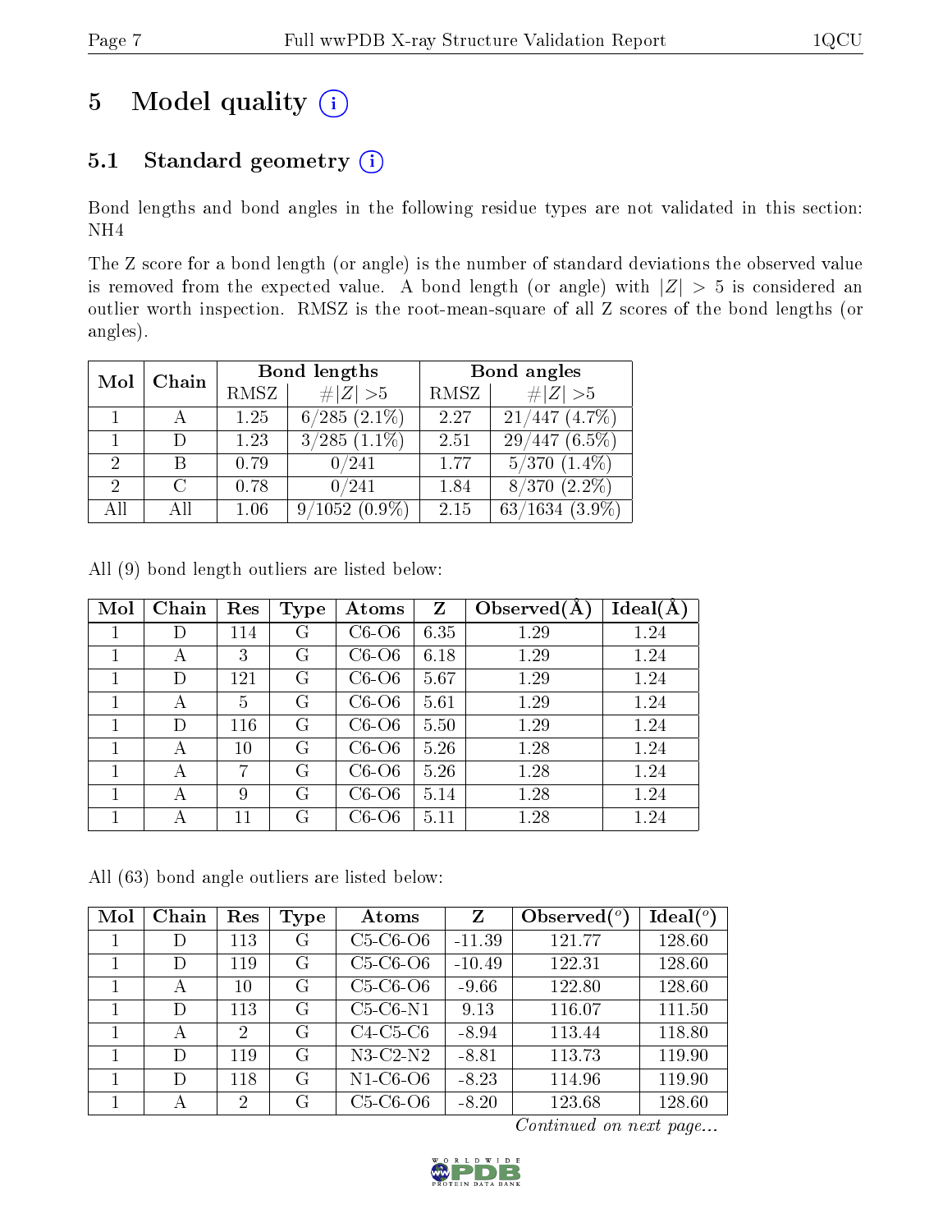# 5 Model quality (i)

## 5.1 Standard geometry (i)

Bond lengths and bond angles in the following residue types are not validated in this section: NH4

The Z score for a bond length (or angle) is the number of standard deviations the observed value is removed from the expected value. A bond length (or angle) with $|Z| > 5$ is considered an outlier worth inspection. RMSZ is the root-mean-square of all Z scores of the bond lengths (or angles).

| Mol | Chain | Bond lengths | | Bond angles | |
|---|---|---|---|---|---|
| | | RMSZ | $\#\|Z\| > 5$ | RMSZ | $\#\|Z\| > 5$ |
| 1 | A | 1.25 | 6/285 (2.1%) | 2.27 | 21/447 (4.7%) |
| 1 | D | 1.23 | 3/285 (1.1%) | 2.51 | 29/447 (6.5%) |
| 2 | B | 0.79 | 0/241 | 1.77 | 5/370 (1.4%) |
| 2 | C | 0.78 | 0/241 | 1.84 | 8/370 (2.2%) |
| All | All | 1.06 | 9/1052 (0.9%) | 2.15 | 63/1634 (3.9%) |

All (9) bond length outliers are listed below:

| Mol | Chain | Res | Type | Atoms | Z | Observed(Å) | Ideal(Å) |
|---|---|---|---|---|---|---|---|
| 1 | D | 114 | G | C6-O6 | 6.35 | 1.29 | 1.24 |
| 1 | A | 3 | G | C6-O6 | 6.18 | 1.29 | 1.24 |
| 1 | D | 121 | G | C6-O6 | 5.67 | 1.29 | 1.24 |
| 1 | A | 5 | G | C6-O6 | 5.61 | 1.29 | 1.24 |
| 1 | D | 116 | G | C6-O6 | 5.50 | 1.29 | 1.24 |
| 1 | A | 10 | G | C6-O6 | 5.26 | 1.28 | 1.24 |
| 1 | A | 7 | G | C6-O6 | 5.26 | 1.28 | 1.24 |
| 1 | A | 9 | G | C6-O6 | 5.14 | 1.28 | 1.24 |
| 1 | A | 11 | G | C6-O6 | 5.11 | 1.28 | 1.24 |

All (63) bond angle outliers are listed below:

| Mol | Chain | Res | Type | Atoms | Z | Observed(°) | Ideal(°) |
|---|---|---|---|---|---|---|---|
| 1 | D | 113 | G | C5-C6-O6 | -11.39 | 121.77 | 128.60 |
| 1 | D | 119 | G | C5-C6-O6 | -10.49 | 122.31 | 128.60 |
| 1 | A | 10 | G | C5-C6-O6 | -9.66 | 122.80 | 128.60 |
| 1 | D | 113 | G | C5-C6-N1 | 9.13 | 116.07 | 111.50 |
| 1 | A | 2 | G | C4-C5-C6 | -8.94 | 113.44 | 118.80 |
| 1 | D | 119 | G | N3-C2-N2 | -8.81 | 113.73 | 119.90 |
| 1 | D | 118 | G | N1-C6-O6 | -8.23 | 114.96 | 119.90 |
| 1 | A | 2 | G | C5-C6-O6 | -8.20 | 123.68 | 128.60 |

*Continued on next page...*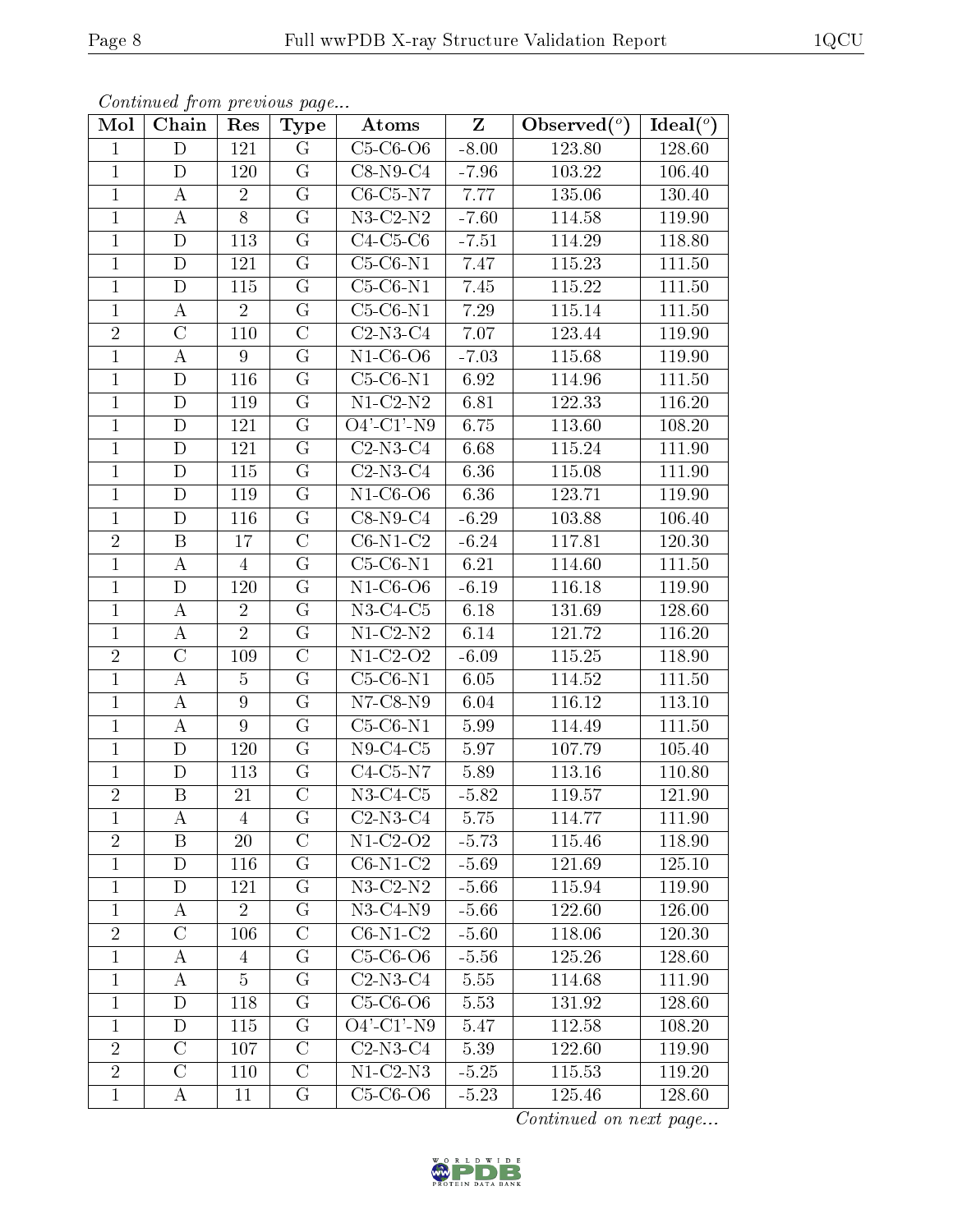*Continued from previous page...*

| Mol | Chain | Res | Type | Atoms | Z | Observed(°) | Ideal(°) |
|---|---|---|---|---|---|---|---|
| 1 | D | 121 | G | C5-C6-O6 | -8.00 | 123.80 | 128.60 |
| 1 | D | 120 | G | C8-N9-C4 | -7.96 | 103.22 | 106.40 |
| 1 | A | 2 | G | C6-C5-N7 | 7.77 | 135.06 | 130.40 |
| 1 | A | 8 | G | N3-C2-N2 | -7.60 | 114.58 | 119.90 |
| 1 | D | 113 | G | C4-C5-C6 | -7.51 | 114.29 | 118.80 |
| 1 | D | 121 | G | C5-C6-N1 | 7.47 | 115.23 | 111.50 |
| 1 | D | 115 | G | C5-C6-N1 | 7.45 | 115.22 | 111.50 |
| 1 | A | 2 | G | C5-C6-N1 | 7.29 | 115.14 | 111.50 |
| 2 | C | 110 | C | C2-N3-C4 | 7.07 | 123.44 | 119.90 |
| 1 | A | 9 | G | N1-C6-O6 | -7.03 | 115.68 | 119.90 |
| 1 | D | 116 | G | C5-C6-N1 | 6.92 | 114.96 | 111.50 |
| 1 | D | 119 | G | N1-C2-N2 | 6.81 | 122.33 | 116.20 |
| 1 | D | 121 | G | O4'-C1'-N9 | 6.75 | 113.60 | 108.20 |
| 1 | D | 121 | G | C2-N3-C4 | 6.68 | 115.24 | 111.90 |
| 1 | D | 115 | G | C2-N3-C4 | 6.36 | 115.08 | 111.90 |
| 1 | D | 119 | G | N1-C6-O6 | 6.36 | 123.71 | 119.90 |
| 1 | D | 116 | G | C8-N9-C4 | -6.29 | 103.88 | 106.40 |
| 2 | B | 17 | C | C6-N1-C2 | -6.24 | 117.81 | 120.30 |
| 1 | A | 4 | G | C5-C6-N1 | 6.21 | 114.60 | 111.50 |
| 1 | D | 120 | G | N1-C6-O6 | -6.19 | 116.18 | 119.90 |
| 1 | A | 2 | G | N3-C4-C5 | 6.18 | 131.69 | 128.60 |
| 1 | A | 2 | G | N1-C2-N2 | 6.14 | 121.72 | 116.20 |
| 2 | C | 109 | C | N1-C2-O2 | -6.09 | 115.25 | 118.90 |
| 1 | A | 5 | G | C5-C6-N1 | 6.05 | 114.52 | 111.50 |
| 1 | A | 9 | G | N7-C8-N9 | 6.04 | 116.12 | 113.10 |
| 1 | A | 9 | G | C5-C6-N1 | 5.99 | 114.49 | 111.50 |
| 1 | D | 120 | G | N9-C4-C5 | 5.97 | 107.79 | 105.40 |
| 1 | D | 113 | G | C4-C5-N7 | 5.89 | 113.16 | 110.80 |
| 2 | B | 21 | C | N3-C4-C5 | -5.82 | 119.57 | 121.90 |
| 1 | A | 4 | G | C2-N3-C4 | 5.75 | 114.77 | 111.90 |
| 2 | B | 20 | C | N1-C2-O2 | -5.73 | 115.46 | 118.90 |
| 1 | D | 116 | G | C6-N1-C2 | -5.69 | 121.69 | 125.10 |
| 1 | D | 121 | G | N3-C2-N2 | -5.66 | 115.94 | 119.90 |
| 1 | A | 2 | G | N3-C4-N9 | -5.66 | 122.60 | 126.00 |
| 2 | C | 106 | C | C6-N1-C2 | -5.60 | 118.06 | 120.30 |
| 1 | A | 4 | G | C5-C6-O6 | -5.56 | 125.26 | 128.60 |
| 1 | A | 5 | G | C2-N3-C4 | 5.55 | 114.68 | 111.90 |
| 1 | D | 118 | G | C5-C6-O6 | 5.53 | 131.92 | 128.60 |
| 1 | D | 115 | G | O4'-C1'-N9 | 5.47 | 112.58 | 108.20 |
| 2 | C | 107 | C | C2-N3-C4 | 5.39 | 122.60 | 119.90 |
| 2 | C | 110 | C | N1-C2-N3 | -5.25 | 115.53 | 119.20 |
| 1 | A | 11 | G | C5-C6-O6 | -5.23 | 125.46 | 128.60 |

*Continued on next page...*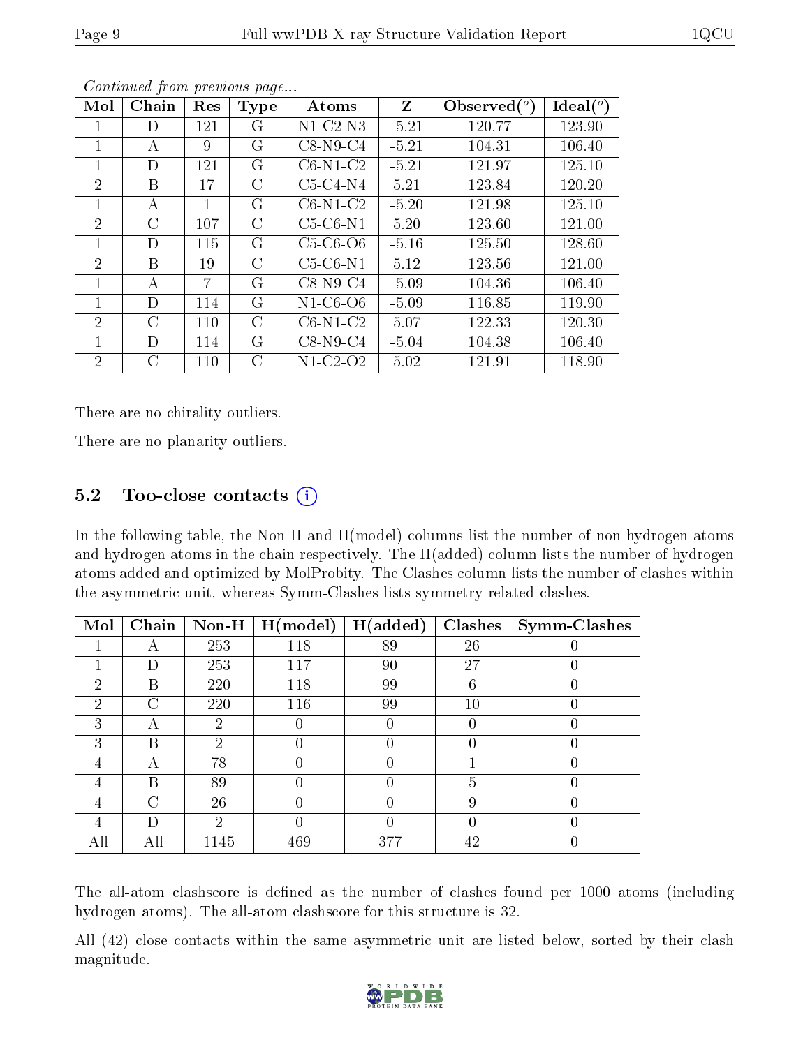*Continued from previous page...*

| Mol | Chain | Res | Type | Atoms | Z | Observed(°) | Ideal(°) |
|---|---|---|---|---|---|---|---|
| 1 | D | 121 | G | N1-C2-N3 | -5.21 | 120.77 | 123.90 |
| 1 | A | 9 | G | C8-N9-C4 | -5.21 | 104.31 | 106.40 |
| 1 | D | 121 | G | C6-N1-C2 | -5.21 | 121.97 | 125.10 |
| 2 | B | 17 | C | C5-C4-N4 | 5.21 | 123.84 | 120.20 |
| 1 | A | 1 | G | C6-N1-C2 | -5.20 | 121.98 | 125.10 |
| 2 | C | 107 | C | C5-C6-N1 | 5.20 | 123.60 | 121.00 |
| 1 | D | 115 | G | C5-C6-O6 | -5.16 | 125.50 | 128.60 |
| 2 | B | 19 | C | C5-C6-N1 | 5.12 | 123.56 | 121.00 |
| 1 | A | 7 | G | C8-N9-C4 | -5.09 | 104.36 | 106.40 |
| 1 | D | 114 | G | N1-C6-O6 | -5.09 | 116.85 | 119.90 |
| 2 | C | 110 | C | C6-N1-C2 | 5.07 | 122.33 | 120.30 |
| 1 | D | 114 | G | C8-N9-C4 | -5.04 | 104.38 | 106.40 |
| 2 | C | 110 | C | N1-C2-O2 | 5.02 | 121.91 | 118.90 |

There are no chirality outliers.

There are no planarity outliers.

## 5.2 Too-close contacts

In the following table, the Non-H and H(model) columns list the number of non-hydrogen atoms and hydrogen atoms in the chain respectively. The H(added) column lists the number of hydrogen atoms added and optimized by MolProbity. The Clashes column lists the number of clashes within the asymmetric unit, whereas Symm-Clashes lists symmetry related clashes.

| Mol | Chain | Non-H | H(model) | H(added) | Clashes | Symm-Clashes |
|---|---|---|---|---|---|---|
| 1 | A | 253 | 118 | 89 | 26 | 0 |
| 1 | D | 253 | 117 | 90 | 27 | 0 |
| 2 | B | 220 | 118 | 99 | 6 | 0 |
| 2 | C | 220 | 116 | 99 | 10 | 0 |
| 3 | A | 2 | 0 | 0 | 0 | 0 |
| 3 | B | 2 | 0 | 0 | 0 | 0 |
| 4 | A | 78 | 0 | 0 | 1 | 0 |
| 4 | B | 89 | 0 | 0 | 5 | 0 |
| 4 | C | 26 | 0 | 0 | 9 | 0 |
| 4 | D | 2 | 0 | 0 | 0 | 0 |
| All | All | 1145 | 469 | 377 | 42 | 0 |

The all-atom clashscore is defined as the number of clashes found per 1000 atoms (including hydrogen atoms). The all-atom clashscore for this structure is 32.

All (42) close contacts within the same asymmetric unit are listed below, sorted by their clash magnitude.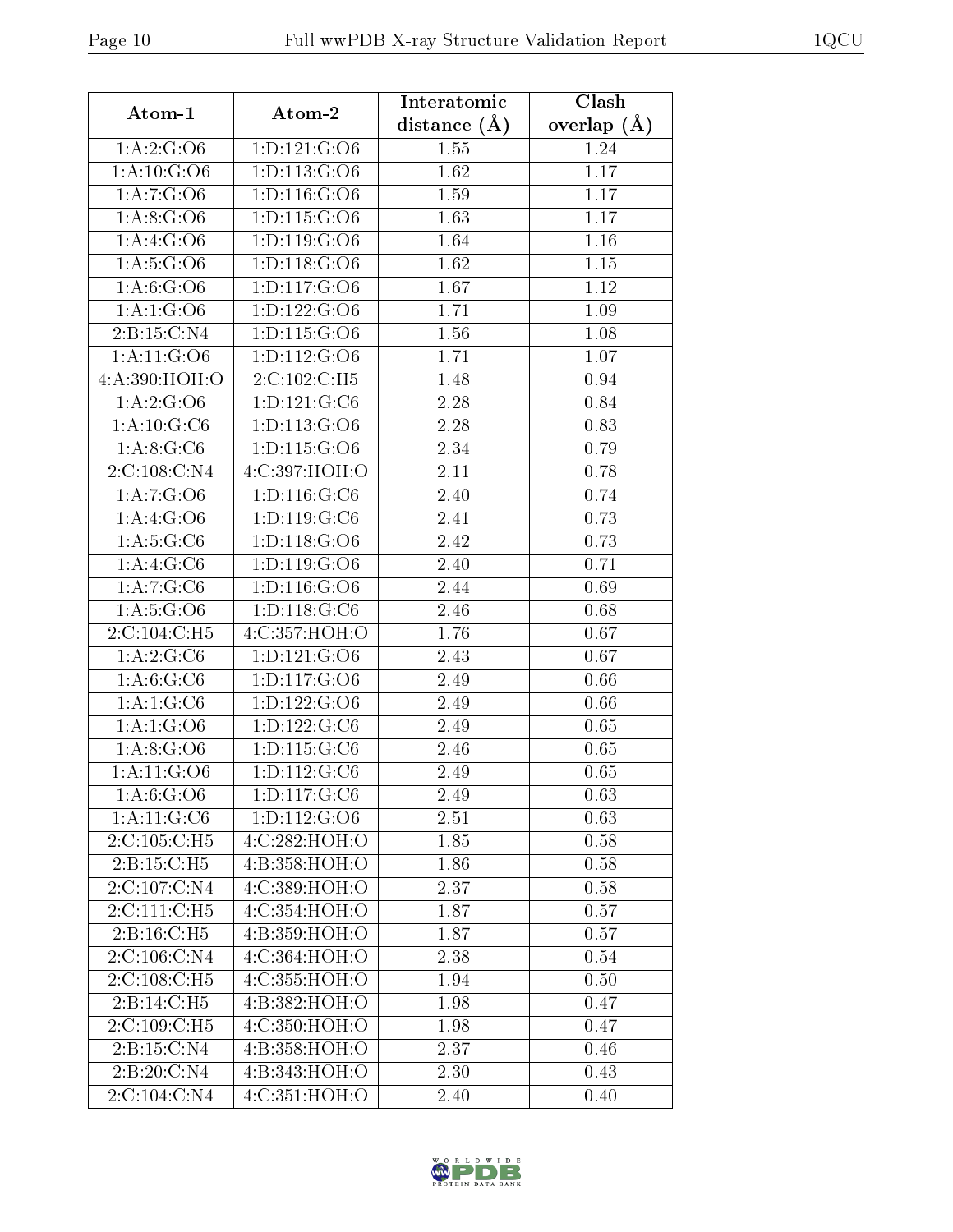| Atom-1 | Atom-2 | Interatomic distance (Å) | Clash overlap (Å) |
|---|---|---|---|
| 1:A:2:G:O6 | 1:D:121:G:O6 | 1.55 | 1.24 |
| 1:A:10:G:O6 | 1:D:113:G:O6 | 1.62 | 1.17 |
| 1:A:7:G:O6 | 1:D:116:G:O6 | 1.59 | 1.17 |
| 1:A:8:G:O6 | 1:D:115:G:O6 | 1.63 | 1.17 |
| 1:A:4:G:O6 | 1:D:119:G:O6 | 1.64 | 1.16 |
| 1:A:5:G:O6 | 1:D:118:G:O6 | 1.62 | 1.15 |
| 1:A:6:G:O6 | 1:D:117:G:O6 | 1.67 | 1.12 |
| 1:A:1:G:O6 | 1:D:122:G:O6 | 1.71 | 1.09 |
| 2:B:15:C:N4 | 1:D:115:G:O6 | 1.56 | 1.08 |
| 1:A:11:G:O6 | 1:D:112:G:O6 | 1.71 | 1.07 |
| 4:A:390:HOH:O | 2:C:102:C:H5 | 1.48 | 0.94 |
| 1:A:2:G:O6 | 1:D:121:G:C6 | 2.28 | 0.84 |
| 1:A:10:G:C6 | 1:D:113:G:O6 | 2.28 | 0.83 |
| 1:A:8:G:C6 | 1:D:115:G:O6 | 2.34 | 0.79 |
| 2:C:108:C:N4 | 4:C:397:HOH:O | 2.11 | 0.78 |
| 1:A:7:G:O6 | 1:D:116:G:C6 | 2.40 | 0.74 |
| 1:A:4:G:O6 | 1:D:119:G:C6 | 2.41 | 0.73 |
| 1:A:5:G:C6 | 1:D:118:G:O6 | 2.42 | 0.73 |
| 1:A:4:G:C6 | 1:D:119:G:O6 | 2.40 | 0.71 |
| 1:A:7:G:C6 | 1:D:116:G:O6 | 2.44 | 0.69 |
| 1:A:5:G:O6 | 1:D:118:G:C6 | 2.46 | 0.68 |
| 2:C:104:C:H5 | 4:C:357:HOH:O | 1.76 | 0.67 |
| 1:A:2:G:C6 | 1:D:121:G:O6 | 2.43 | 0.67 |
| 1:A:6:G:C6 | 1:D:117:G:O6 | 2.49 | 0.66 |
| 1:A:1:G:C6 | 1:D:122:G:O6 | 2.49 | 0.66 |
| 1:A:1:G:O6 | 1:D:122:G:C6 | 2.49 | 0.65 |
| 1:A:8:G:O6 | 1:D:115:G:C6 | 2.46 | 0.65 |
| 1:A:11:G:O6 | 1:D:112:G:C6 | 2.49 | 0.65 |
| 1:A:6:G:O6 | 1:D:117:G:C6 | 2.49 | 0.63 |
| 1:A:11:G:C6 | 1:D:112:G:O6 | 2.51 | 0.63 |
| 2:C:105:C:H5 | 4:C:282:HOH:O | 1.85 | 0.58 |
| 2:B:15:C:H5 | 4:B:358:HOH:O | 1.86 | 0.58 |
| 2:C:107:C:N4 | 4:C:389:HOH:O | 2.37 | 0.58 |
| 2:C:111:C:H5 | 4:C:354:HOH:O | 1.87 | 0.57 |
| 2:B:16:C:H5 | 4:B:359:HOH:O | 1.87 | 0.57 |
| 2:C:106:C:N4 | 4:C:364:HOH:O | 2.38 | 0.54 |
| 2:C:108:C:H5 | 4:C:355:HOH:O | 1.94 | 0.50 |
| 2:B:14:C:H5 | 4:B:382:HOH:O | 1.98 | 0.47 |
| 2:C:109:C:H5 | 4:C:350:HOH:O | 1.98 | 0.47 |
| 2:B:15:C:N4 | 4:B:358:HOH:O | 2.37 | 0.46 |
| 2:B:20:C:N4 | 4:B:343:HOH:O | 2.30 | 0.43 |
| 2:C:104:C:N4 | 4:C:351:HOH:O | 2.40 | 0.40 |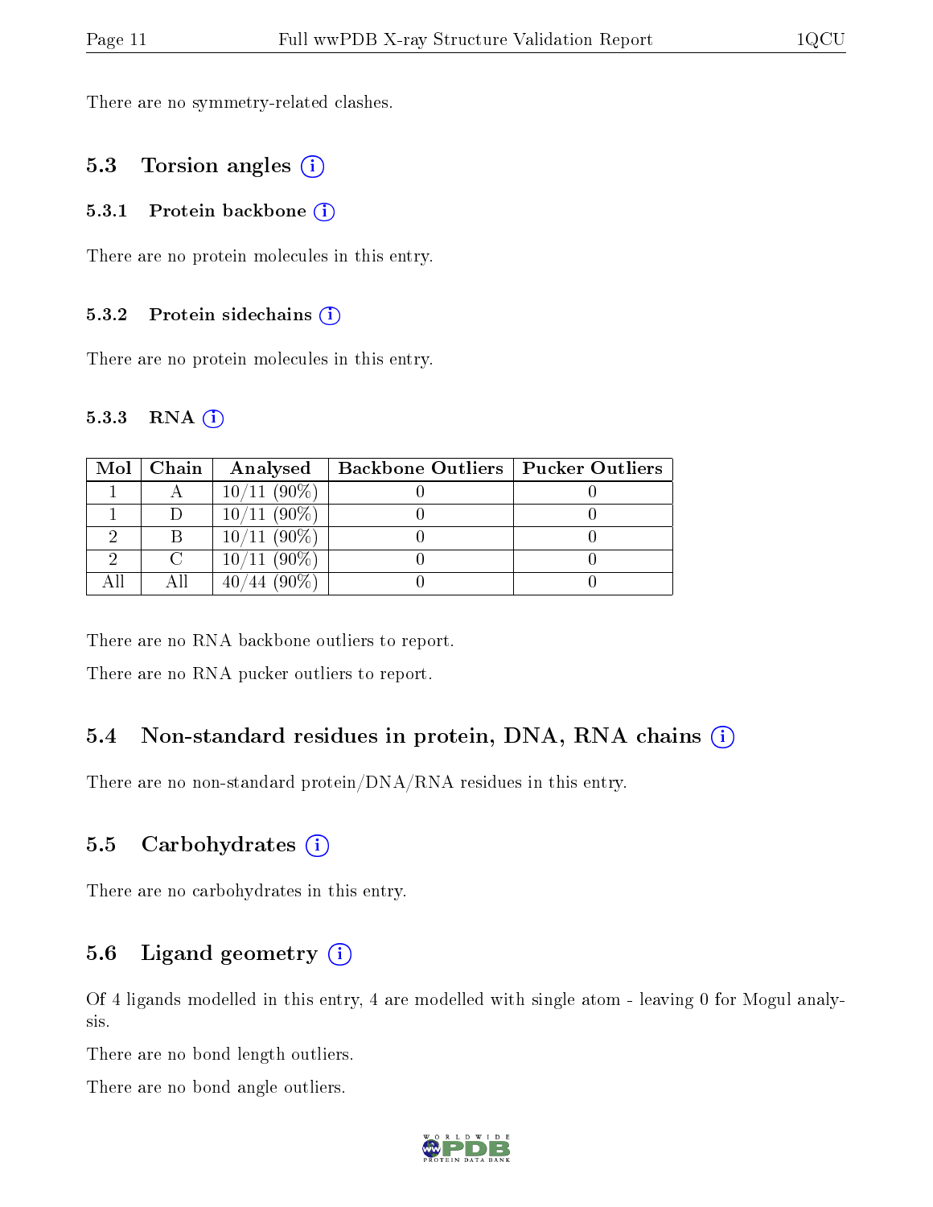There are no symmetry-related clashes.

## 5.3 Torsion angles

### 5.3.1 Protein backbone

There are no protein molecules in this entry.

### 5.3.2 Protein sidechains

There are no protein molecules in this entry.

### 5.3.3 RNA

| Mol | Chain | Analysed | Backbone Outliers | Pucker Outliers |
|---|---|---|---|---|
| 1 | A | 10/11 (90%) | 0 | 0 |
| 1 | D | 10/11 (90%) | 0 | 0 |
| 2 | B | 10/11 (90%) | 0 | 0 |
| 2 | C | 10/11 (90%) | 0 | 0 |
| All | All | 40/44 (90%) | 0 | 0 |

There are no RNA backbone outliers to report.

There are no RNA pucker outliers to report.

## 5.4 Non-standard residues in protein, DNA, RNA chains

There are no non-standard protein/DNA/RNA residues in this entry.

## 5.5 Carbohydrates

There are no carbohydrates in this entry.

## 5.6 Ligand geometry

Of 4 ligands modelled in this entry, 4 are modelled with single atom - leaving 0 for Mogul analysis.

There are no bond length outliers.

There are no bond angle outliers.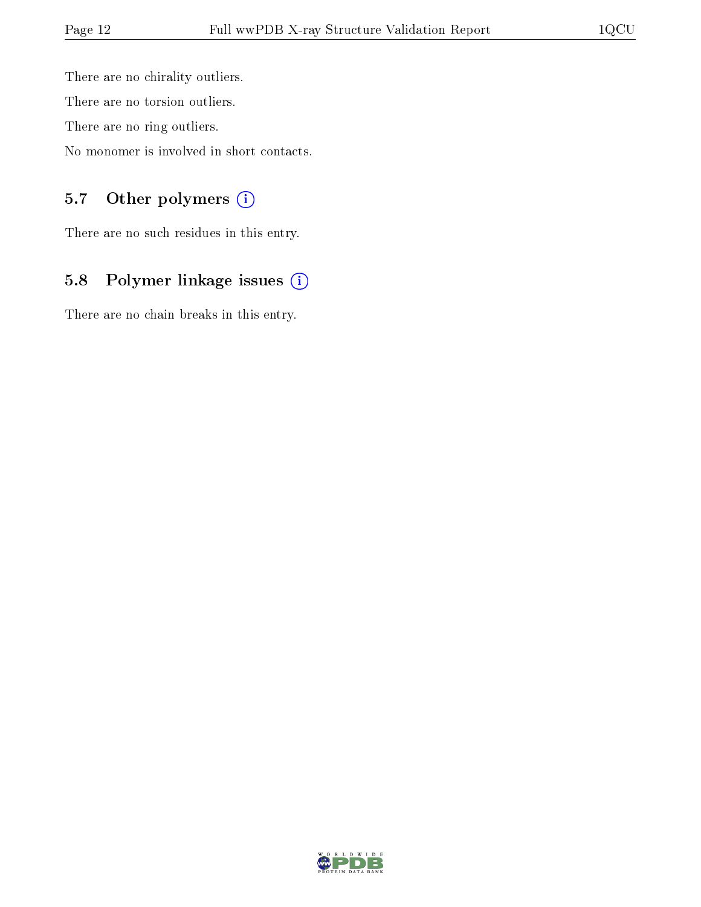There are no chirality outliers.

There are no torsion outliers.

There are no ring outliers.

No monomer is involved in short contacts.

## 5.7 Other polymers (i)

There are no such residues in this entry.

## 5.8 Polymer linkage issues (i)

There are no chain breaks in this entry.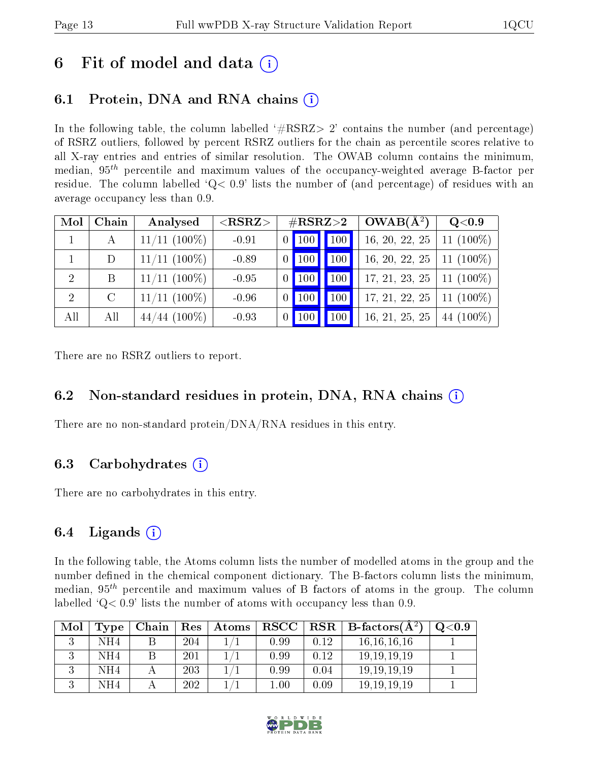# 6 Fit of model and data

## 6.1 Protein, DNA and RNA chains

In the following table, the column labelled '#RSRZ> 2' contains the number (and percentage) of RSRZ outliers, followed by percent RSRZ outliers for the chain as percentile scores relative to all X-ray entries and entries of similar resolution. The OWAB column contains the minimum, median, $95^{th}$ percentile and maximum values of the occupancy-weighted average B-factor per residue. The column labelled 'Q< 0.9' lists the number of (and percentage) of residues with an average occupancy less than 0.9.

| Mol | Chain | Analysed | <RSRZ> | #RSRZ>2 | | | OWAB(Å$^2$) | Q<0.9 |
|---|---|---|---|---|---|---|---|---|
| 1 | A | 11/11 (100%) | -0.91 | 0 | 100 | 100 | 16, 20, 22, 25 | 11 (100%) |
| 1 | D | 11/11 (100%) | -0.89 | 0 | 100 | 100 | 16, 20, 22, 25 | 11 (100%) |
| 2 | B | 11/11 (100%) | -0.95 | 0 | 100 | 100 | 17, 21, 23, 25 | 11 (100%) |
| 2 | C | 11/11 (100%) | -0.96 | 0 | 100 | 100 | 17, 21, 22, 25 | 11 (100%) |
| All | All | 44/44 (100%) | -0.93 | 0 | 100 | 100 | 16, 21, 25, 25 | 44 (100%) |

There are no RSRZ outliers to report.

## 6.2 Non-standard residues in protein, DNA, RNA chains

There are no non-standard protein/DNA/RNA residues in this entry.

## 6.3 Carbohydrates

There are no carbohydrates in this entry.

## 6.4 Ligands

In the following table, the Atoms column lists the number of modelled atoms in the group and the number defined in the chemical component dictionary. The B-factors column lists the minimum, median, $95^{th}$ percentile and maximum values of B factors of atoms in the group. The column labelled 'Q< 0.9' lists the number of atoms with occupancy less than 0.9.

| Mol | Type | Chain | Res | Atoms | RSCC | RSR | B-factors(Å$^2$) | Q<0.9 |
|---|---|---|---|---|---|---|---|---|
| 3 | NH4 | B | 204 | 1/1 | 0.99 | 0.12 | 16,16,16,16 | 1 |
| 3 | NH4 | B | 201 | 1/1 | 0.99 | 0.12 | 19,19,19,19 | 1 |
| 3 | NH4 | A | 203 | 1/1 | 0.99 | 0.04 | 19,19,19,19 | 1 |
| 3 | NH4 | A | 202 | 1/1 | 1.00 | 0.09 | 19,19,19,19 | 1 |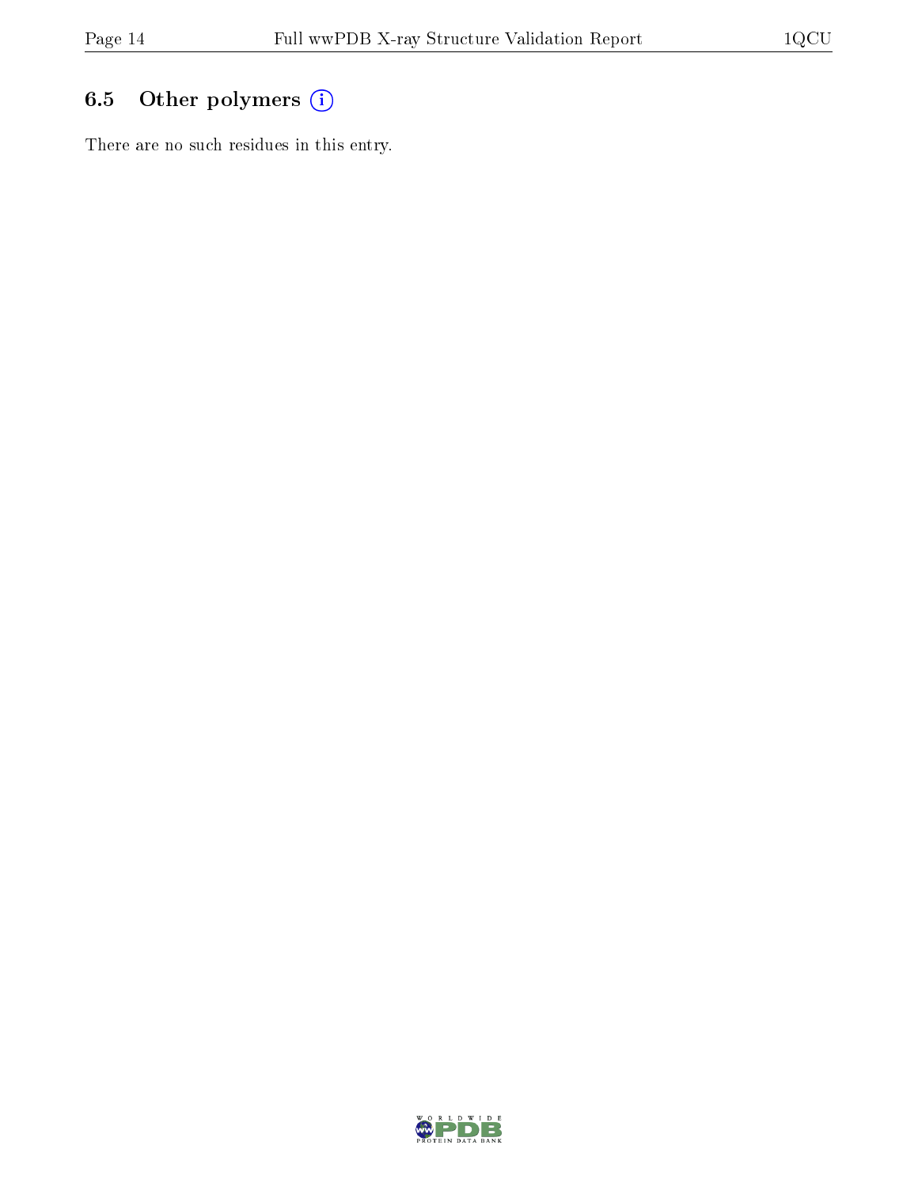### 6.5 Other polymers

There are no such residues in this entry.